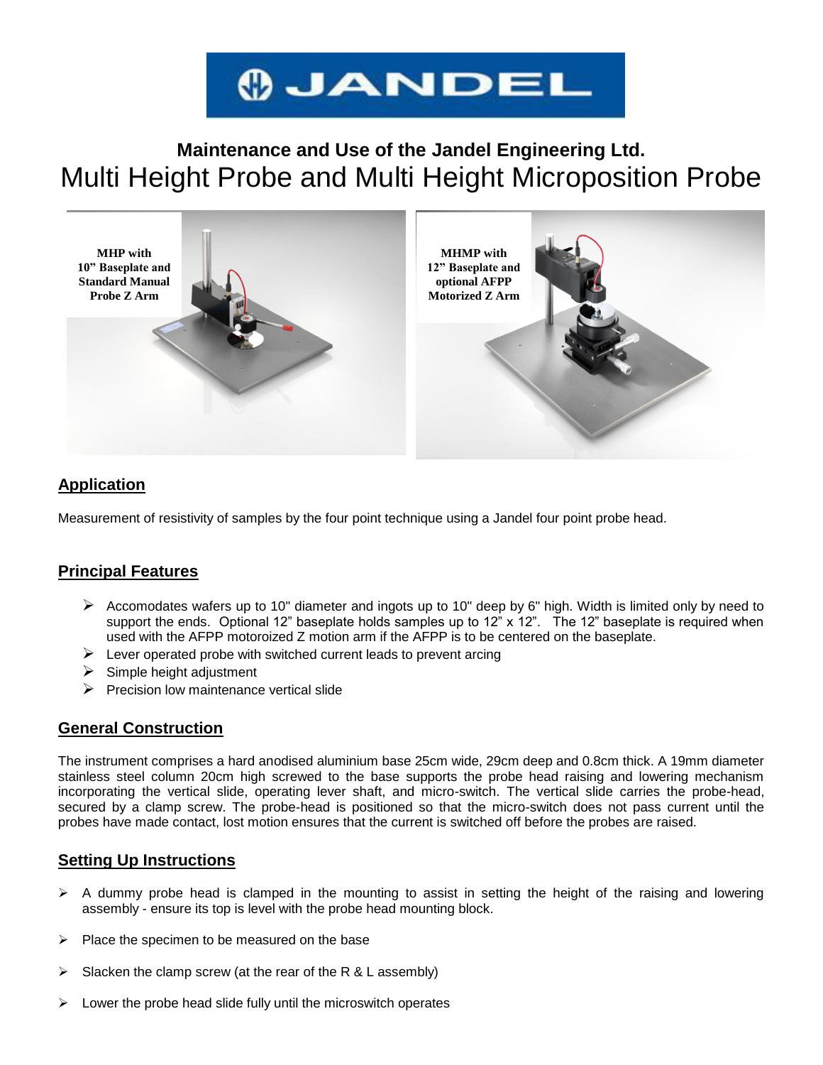# Maintenance and Use of the Jandel Engineering Ltd.

# Multi Height Probe and Multi Height Microposition Probe

MHP with 10" Baseplate and Standard Manual Probe Z Arm

MHMP with 12" Baseplate and optional AFPP Motorized Z Arm

## Application

Measurement of resistivity of samples by the four point technique using a Jandel four point probe head.

## Principal Features

- Accomodates wafers up to 10" diameter and ingots up to 10" deep by 6" high. Width is limited only by need to support the ends. Optional 12" baseplate holds samples up to 12" x 12". The 12" baseplate is required when used with the AFPP motoroized Z motion arm if the AFPP is to be centered on the baseplate.
- Lever operated probe with switched current leads to prevent arcing
- Simple height adjustment
- Precision low maintenance vertical slide

## General Construction

The instrument comprises a hard anodised aluminium base 25cm wide, 29cm deep and 0.8cm thick. A 19mm diameter stainless steel column 20cm high screwed to the base supports the probe head raising and lowering mechanism incorporating the vertical slide, operating lever shaft, and micro-switch. The vertical slide carries the probe-head, secured by a clamp screw. The probe-head is positioned so that the micro-switch does not pass current until the probes have made contact, lost motion ensures that the current is switched off before the probes are raised.

## Setting Up Instructions

- A dummy probe head is clamped in the mounting to assist in setting the height of the raising and lowering assembly - ensure its top is level with the probe head mounting block.
- Place the specimen to be measured on the base
- Slacken the clamp screw (at the rear of the R & L assembly)
- Lower the probe head slide fully until the microswitch operates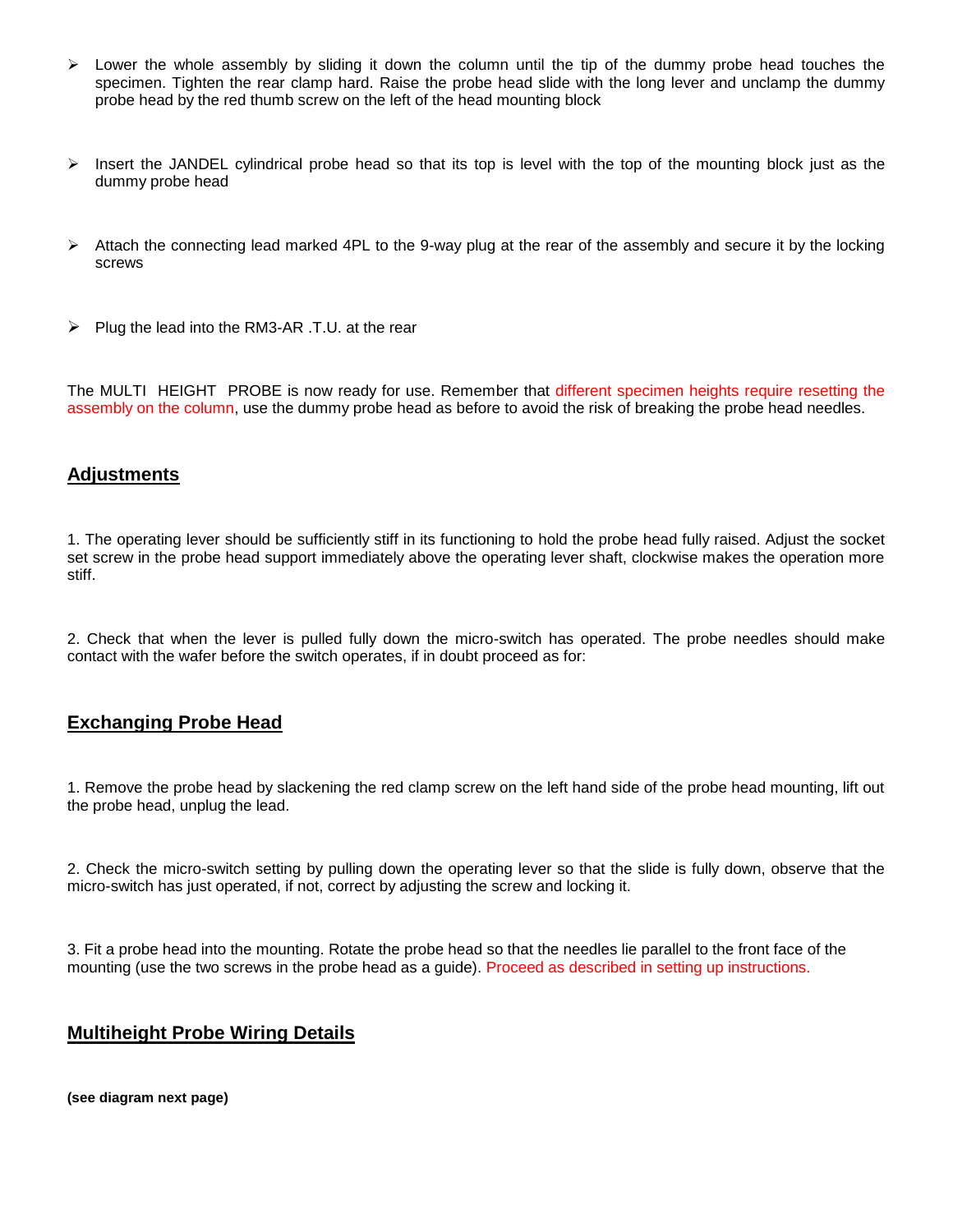- Lower the whole assembly by sliding it down the column until the tip of the dummy probe head touches the specimen. Tighten the rear clamp hard. Raise the probe head slide with the long lever and unclamp the dummy probe head by the red thumb screw on the left of the head mounting block

- Insert the JANDEL cylindrical probe head so that its top is level with the top of the mounting block just as the dummy probe head

- Attach the connecting lead marked 4PL to the 9-way plug at the rear of the assembly and secure it by the locking screws

- Plug the lead into the RM3-AR .T.U. at the rear

The MULTI HEIGHT PROBE is now ready for use. Remember that different specimen heights require resetting the assembly on the column, use the dummy probe head as before to avoid the risk of breaking the probe head needles.

## Adjustments

1. The operating lever should be sufficiently stiff in its functioning to hold the probe head fully raised. Adjust the socket set screw in the probe head support immediately above the operating lever shaft, clockwise makes the operation more stiff.

2. Check that when the lever is pulled fully down the micro-switch has operated. The probe needles should make contact with the wafer before the switch operates, if in doubt proceed as for:

## Exchanging Probe Head

1. Remove the probe head by slackening the red clamp screw on the left hand side of the probe head mounting, lift out the probe head, unplug the lead.

2. Check the micro-switch setting by pulling down the operating lever so that the slide is fully down, observe that the micro-switch has just operated, if not, correct by adjusting the screw and locking it.

3. Fit a probe head into the mounting. Rotate the probe head so that the needles lie parallel to the front face of the mounting (use the two screws in the probe head as a guide). Proceed as described in setting up instructions.

## Multiheight Probe Wiring Details

**(see diagram next page)**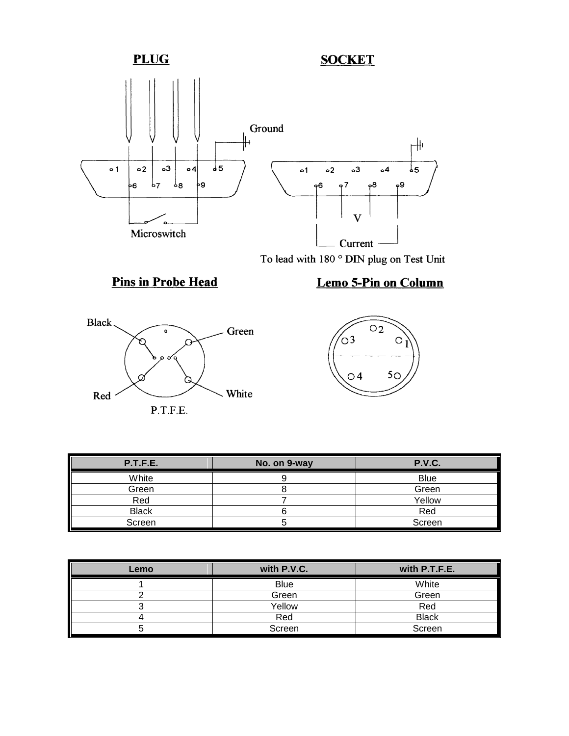**PLUG** **SOCKET**

Ground

Microswitch

V

Current

To lead with 180 ° DIN plug on Test Unit

**Pins in Probe Head** **Lemo 5-Pin on Column**

Black Green Red White

P.T.F.E.

| P.T.F.E. | No. on 9-way | P.V.C. |
|---|---|---|
| White | 9 | Blue |
| Green | 8 | Green |
| Red | 7 | Yellow |
| Black | 6 | Red |
| Screen | 5 | Screen |

| Lemo | with P.V.C. | with P.T.F.E. |
|---|---|---|
| 1 | Blue | White |
| 2 | Green | Green |
| 3 | Yellow | Red |
| 4 | Red | Black |
| 5 | Screen | Screen |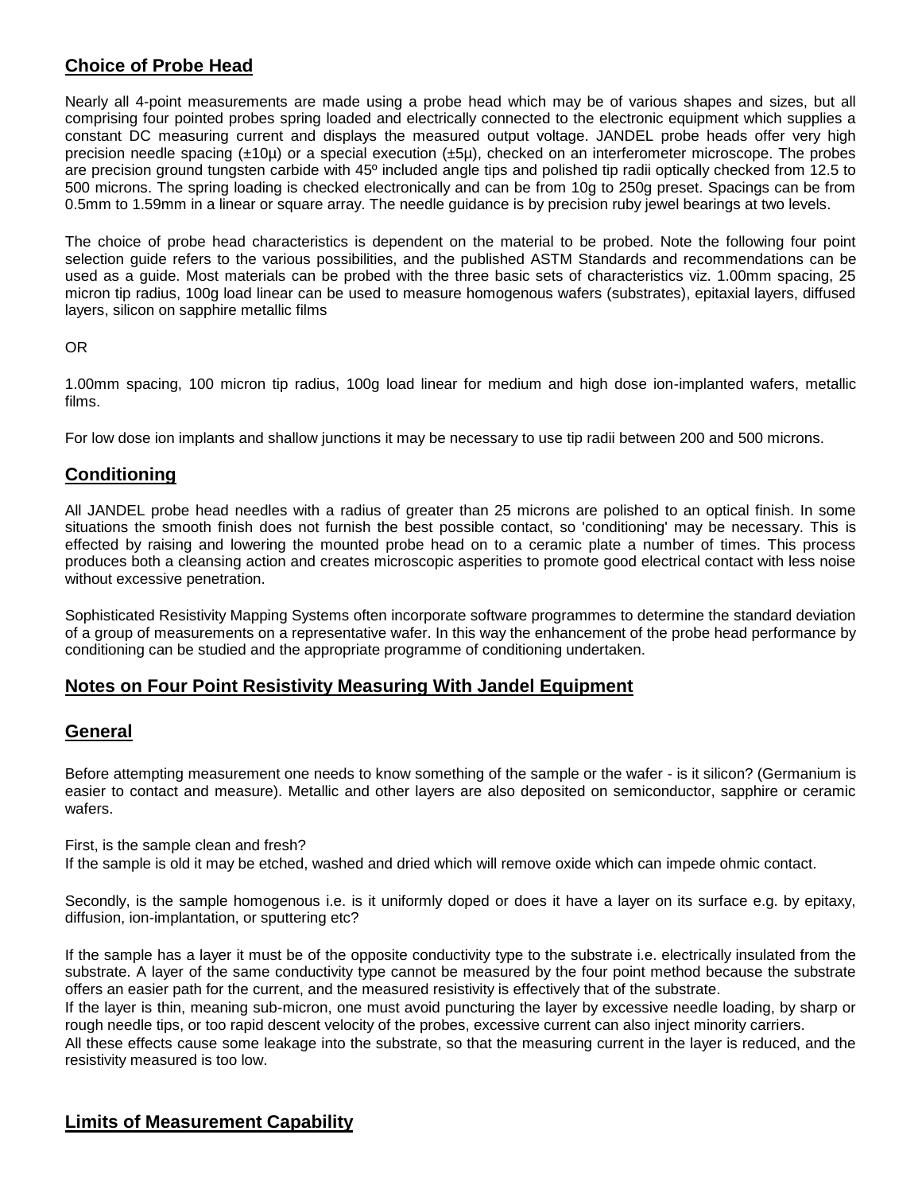## Choice of Probe Head

Nearly all 4-point measurements are made using a probe head which may be of various shapes and sizes, but all comprising four pointed probes spring loaded and electrically connected to the electronic equipment which supplies a constant DC measuring current and displays the measured output voltage. JANDEL probe heads offer very high precision needle spacing (±10µ) or a special execution (±5µ), checked on an interferometer microscope. The probes are precision ground tungsten carbide with 45º included angle tips and polished tip radii optically checked from 12.5 to 500 microns. The spring loading is checked electronically and can be from 10g to 250g preset. Spacings can be from 0.5mm to 1.59mm in a linear or square array. The needle guidance is by precision ruby jewel bearings at two levels.

The choice of probe head characteristics is dependent on the material to be probed. Note the following four point selection guide refers to the various possibilities, and the published ASTM Standards and recommendations can be used as a guide. Most materials can be probed with the three basic sets of characteristics viz. 1.00mm spacing, 25 micron tip radius, 100g load linear can be used to measure homogenous wafers (substrates), epitaxial layers, diffused layers, silicon on sapphire metallic films

OR

1.00mm spacing, 100 micron tip radius, 100g load linear for medium and high dose ion-implanted wafers, metallic films.

For low dose ion implants and shallow junctions it may be necessary to use tip radii between 200 and 500 microns.

## Conditioning

All JANDEL probe head needles with a radius of greater than 25 microns are polished to an optical finish. In some situations the smooth finish does not furnish the best possible contact, so 'conditioning' may be necessary. This is effected by raising and lowering the mounted probe head on to a ceramic plate a number of times. This process produces both a cleansing action and creates microscopic asperities to promote good electrical contact with less noise without excessive penetration.

Sophisticated Resistivity Mapping Systems often incorporate software programmes to determine the standard deviation of a group of measurements on a representative wafer. In this way the enhancement of the probe head performance by conditioning can be studied and the appropriate programme of conditioning undertaken.

## Notes on Four Point Resistivity Measuring With Jandel Equipment

## General

Before attempting measurement one needs to know something of the sample or the wafer - is it silicon? (Germanium is easier to contact and measure). Metallic and other layers are also deposited on semiconductor, sapphire or ceramic wafers.

First, is the sample clean and fresh?
If the sample is old it may be etched, washed and dried which will remove oxide which can impede ohmic contact.

Secondly, is the sample homogenous i.e. is it uniformly doped or does it have a layer on its surface e.g. by epitaxy, diffusion, ion-implantation, or sputtering etc?

If the sample has a layer it must be of the opposite conductivity type to the substrate i.e. electrically insulated from the substrate. A layer of the same conductivity type cannot be measured by the four point method because the substrate offers an easier path for the current, and the measured resistivity is effectively that of the substrate.
If the layer is thin, meaning sub-micron, one must avoid puncturing the layer by excessive needle loading, by sharp or rough needle tips, or too rapid descent velocity of the probes, excessive current can also inject minority carriers.
All these effects cause some leakage into the substrate, so that the measuring current in the layer is reduced, and the resistivity measured is too low.

## Limits of Measurement Capability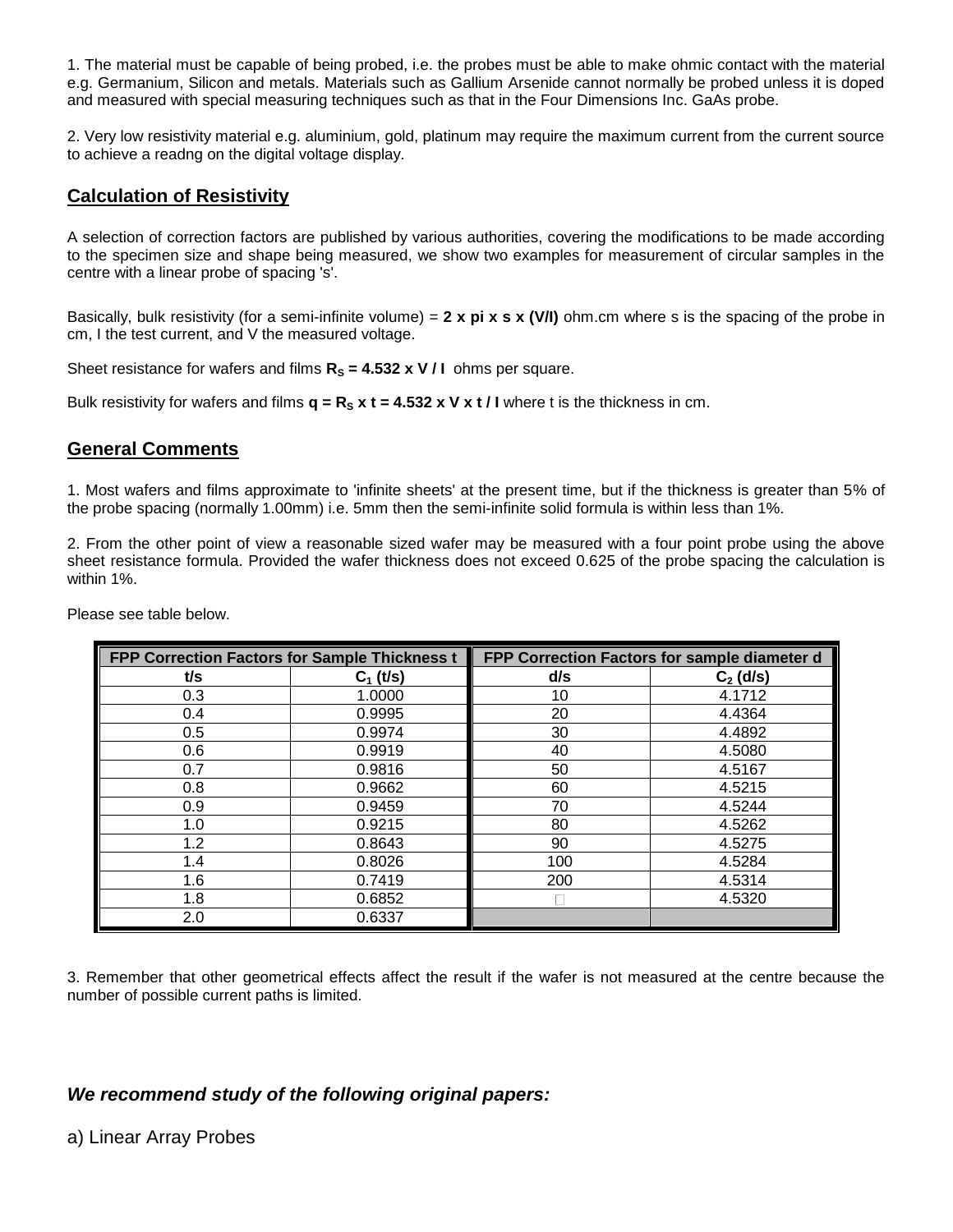1. The material must be capable of being probed, i.e. the probes must be able to make ohmic contact with the material e.g. Germanium, Silicon and metals. Materials such as Gallium Arsenide cannot normally be probed unless it is doped and measured with special measuring techniques such as that in the Four Dimensions Inc. GaAs probe.

2. Very low resistivity material e.g. aluminium, gold, platinum may require the maximum current from the current source to achieve a readng on the digital voltage display.

## Calculation of Resistivity

A selection of correction factors are published by various authorities, covering the modifications to be made according to the specimen size and shape being measured, we show two examples for measurement of circular samples in the centre with a linear probe of spacing 's'.

Basically, bulk resistivity (for a semi-infinite volume) = **2 x pi x s x (V/I)** ohm.cm where s is the spacing of the probe in cm, I the test current, and V the measured voltage.

Sheet resistance for wafers and films **$R_S$ = 4.532 x V / I** ohms per square.

Bulk resistivity for wafers and films **q = $R_S$ x t = 4.532 x V x t / I** where t is the thickness in cm.

## General Comments

1. Most wafers and films approximate to 'infinite sheets' at the present time, but if the thickness is greater than 5% of the probe spacing (normally 1.00mm) i.e. 5mm then the semi-infinite solid formula is within less than 1%.

2. From the other point of view a reasonable sized wafer may be measured with a four point probe using the above sheet resistance formula. Provided the wafer thickness does not exceed 0.625 of the probe spacing the calculation is within 1%.

Please see table below.

| FPP Correction Factors for Sample Thickness t | | FPP Correction Factors for sample diameter d | |
|---|---|---|---|
| t/s | $C_1$ (t/s) | d/s | $C_2$ (d/s) |
| 0.3 | 1.0000 | 10 | 4.1712 |
| 0.4 | 0.9995 | 20 | 4.4364 |
| 0.5 | 0.9974 | 30 | 4.4892 |
| 0.6 | 0.9919 | 40 | 4.5080 |
| 0.7 | 0.9816 | 50 | 4.5167 |
| 0.8 | 0.9662 | 60 | 4.5215 |
| 0.9 | 0.9459 | 70 | 4.5244 |
| 1.0 | 0.9215 | 80 | 4.5262 |
| 1.2 | 0.8643 | 90 | 4.5275 |
| 1.4 | 0.8026 | 100 | 4.5284 |
| 1.6 | 0.7419 | 200 | 4.5314 |
| 1.8 | 0.6852 | $\infty$ | 4.5320 |
| 2.0 | 0.6337 | | |

3. Remember that other geometrical effects affect the result if the wafer is not measured at the centre because the number of possible current paths is limited.

***We recommend study of the following original papers:***

a) Linear Array Probes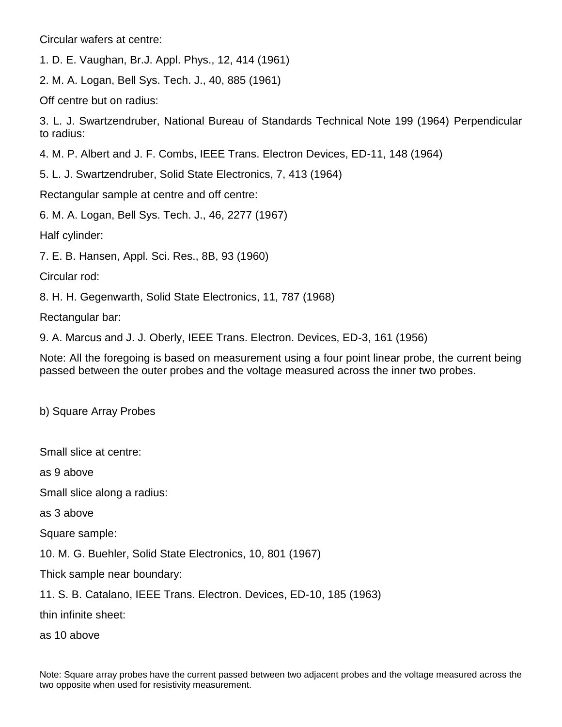Circular wafers at centre:

1. D. E. Vaughan, Br.J. Appl. Phys., 12, 414 (1961)

2. M. A. Logan, Bell Sys. Tech. J., 40, 885 (1961)

Off centre but on radius:

3. L. J. Swartzendruber, National Bureau of Standards Technical Note 199 (1964) Perpendicular to radius:

4. M. P. Albert and J. F. Combs, IEEE Trans. Electron Devices, ED-11, 148 (1964)

5. L. J. Swartzendruber, Solid State Electronics, 7, 413 (1964)

Rectangular sample at centre and off centre:

6. M. A. Logan, Bell Sys. Tech. J., 46, 2277 (1967)

Half cylinder:

7. E. B. Hansen, Appl. Sci. Res., 8B, 93 (1960)

Circular rod:

8. H. H. Gegenwarth, Solid State Electronics, 11, 787 (1968)

Rectangular bar:

9. A. Marcus and J. J. Oberly, IEEE Trans. Electron. Devices, ED-3, 161 (1956)

Note: All the foregoing is based on measurement using a four point linear probe, the current being passed between the outer probes and the voltage measured across the inner two probes.

b) Square Array Probes

Small slice at centre:

as 9 above

Small slice along a radius:

as 3 above

Square sample:

10. M. G. Buehler, Solid State Electronics, 10, 801 (1967)

Thick sample near boundary:

11. S. B. Catalano, IEEE Trans. Electron. Devices, ED-10, 185 (1963)

thin infinite sheet:

as 10 above

Note: Square array probes have the current passed between two adjacent probes and the voltage measured across the two opposite when used for resistivity measurement.